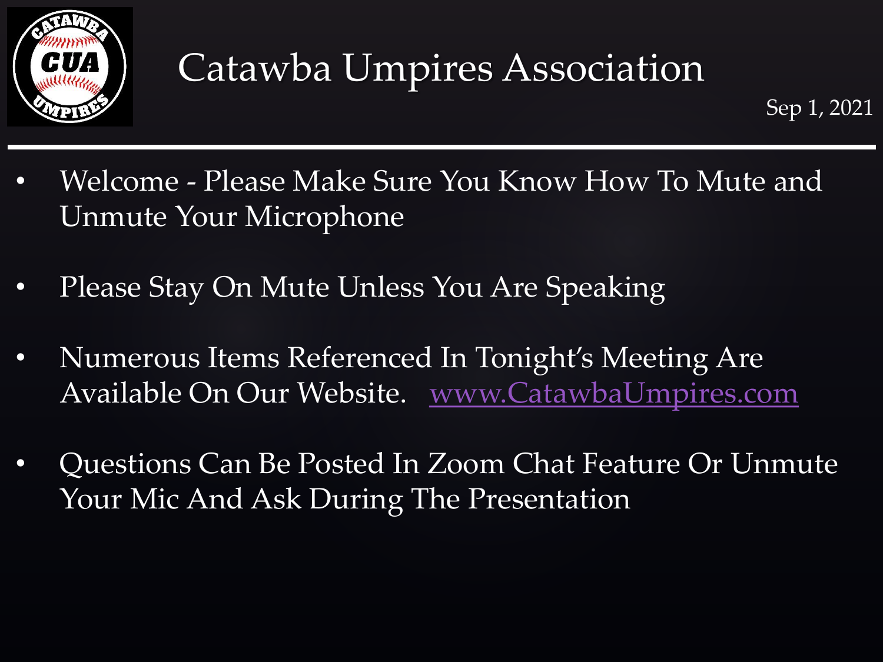# Catawba Umpires Association

Sep 1, 2021

- Welcome - Please Make Sure You Know How To Mute and Unmute Your Microphone
- Please Stay On Mute Unless You Are Speaking
- Numerous Items Referenced In Tonight's Meeting Are Available On Our Website. www.CatawbaUmpires.com
- Questions Can Be Posted In Zoom Chat Feature Or Unmute Your Mic And Ask During The Presentation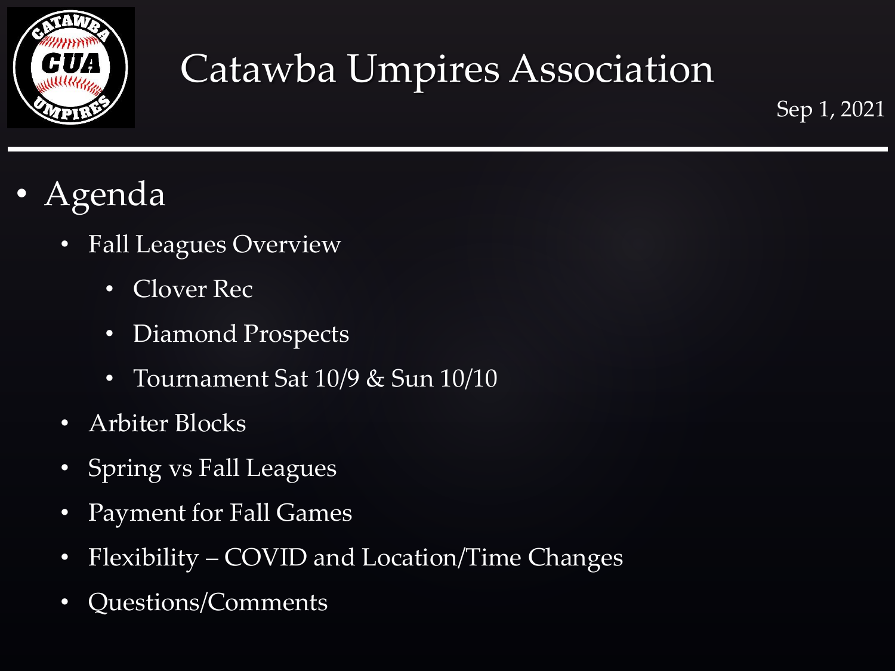# Catawba Umpires Association

Sep 1, 2021

- Agenda
  - Fall Leagues Overview
    - Clover Rec
    - Diamond Prospects
    - Tournament Sat 10/9 & Sun 10/10
  - Arbiter Blocks
  - Spring vs Fall Leagues
  - Payment for Fall Games
  - Flexibility – COVID and Location/Time Changes
  - Questions/Comments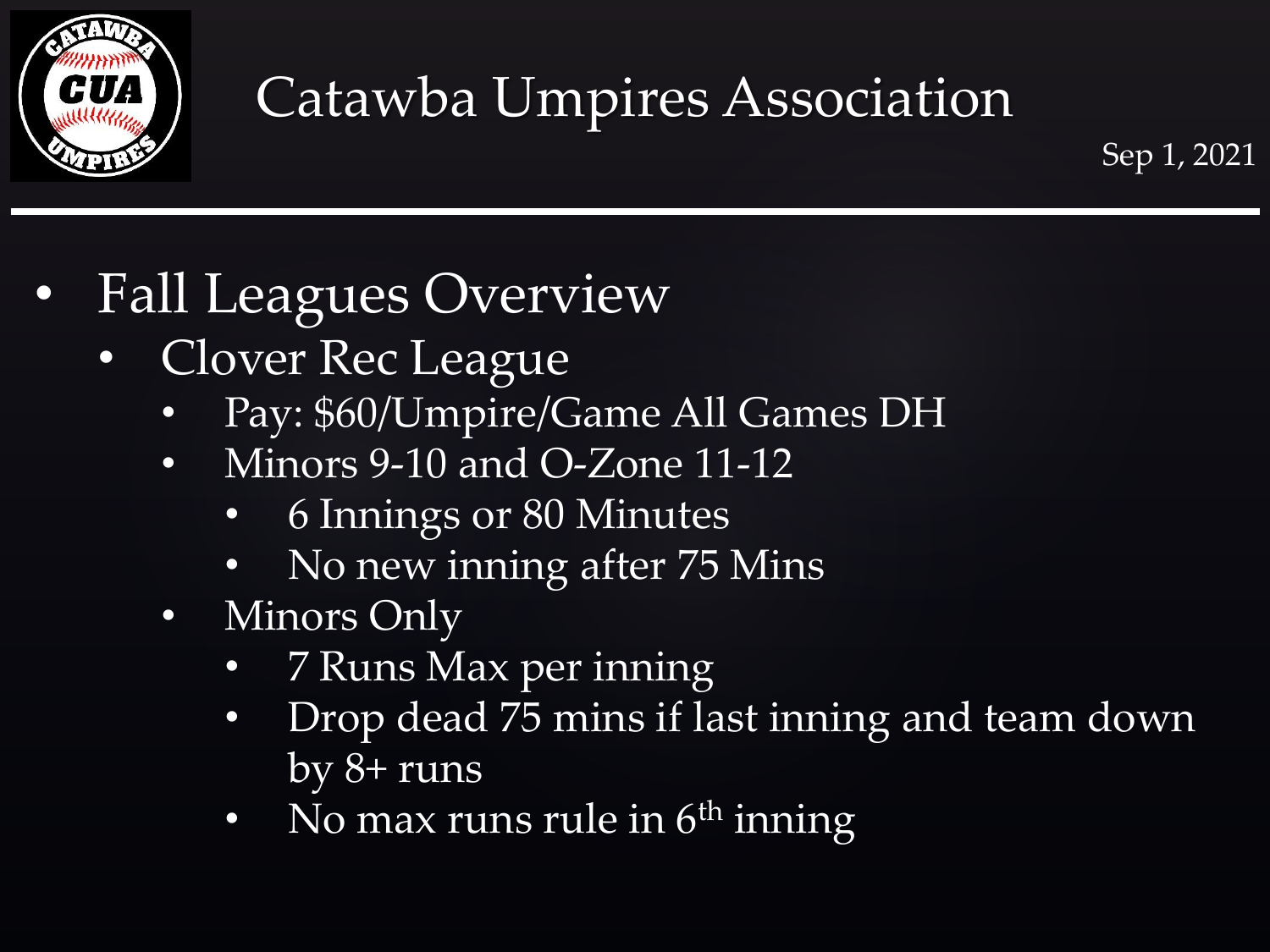# Catawba Umpires Association

Sep 1, 2021

- Fall Leagues Overview
  - Clover Rec League
    - Pay: $60/Umpire/Game All Games DH
    - Minors 9-10 and O-Zone 11-12
      - 6 Innings or 80 Minutes
      - No new inning after 75 Mins
    - Minors Only
      - 7 Runs Max per inning
      - Drop dead 75 mins if last inning and team down by 8+ runs
      - No max runs rule in 6th inning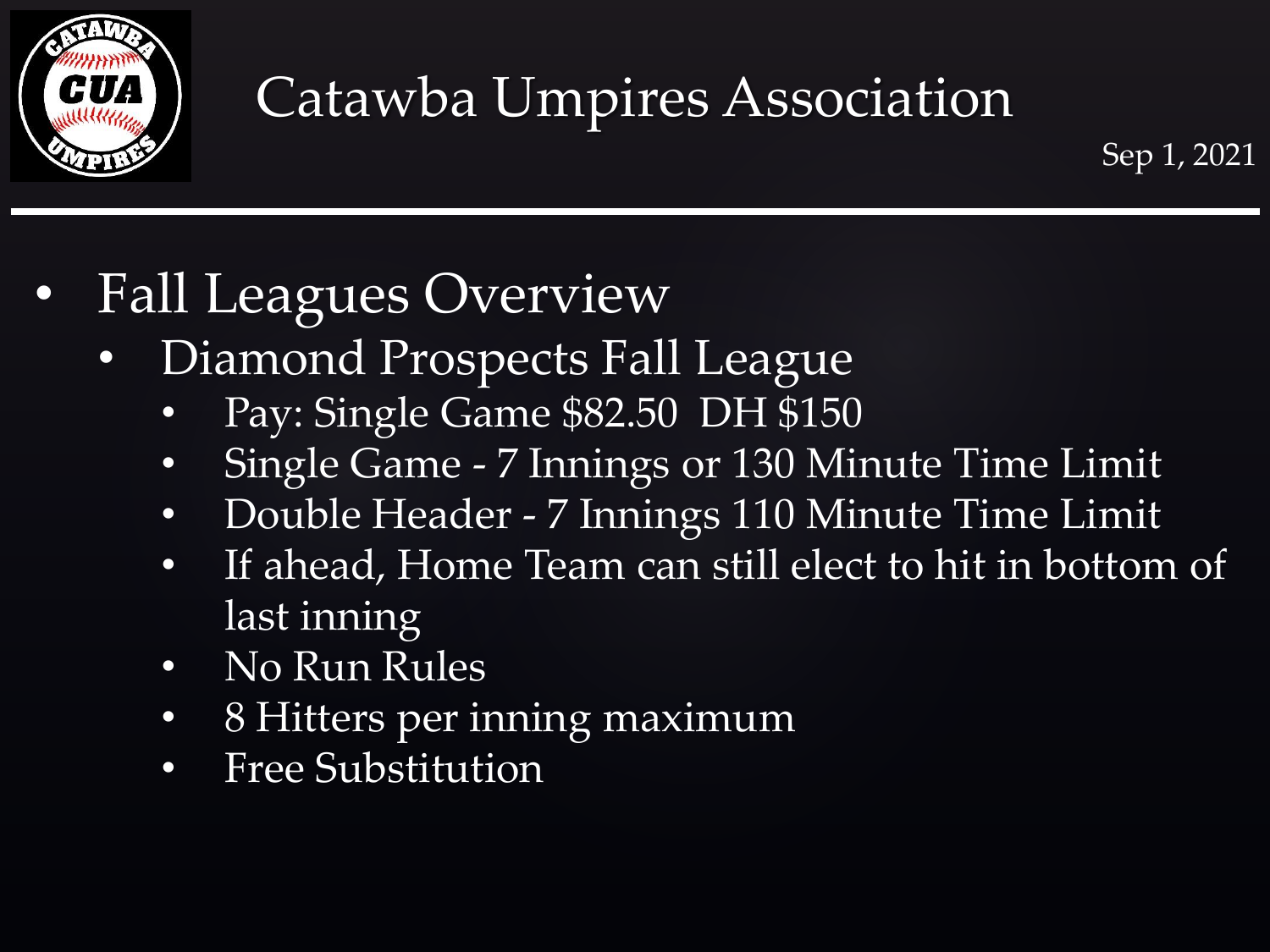# Catawba Umpires Association

Sep 1, 2021

- Fall Leagues Overview
  - Diamond Prospects Fall League
    - Pay: Single Game $82.50 DH $150
    - Single Game - 7 Innings or 130 Minute Time Limit
    - Double Header - 7 Innings 110 Minute Time Limit
    - If ahead, Home Team can still elect to hit in bottom of last inning
    - No Run Rules
    - 8 Hitters per inning maximum
    - Free Substitution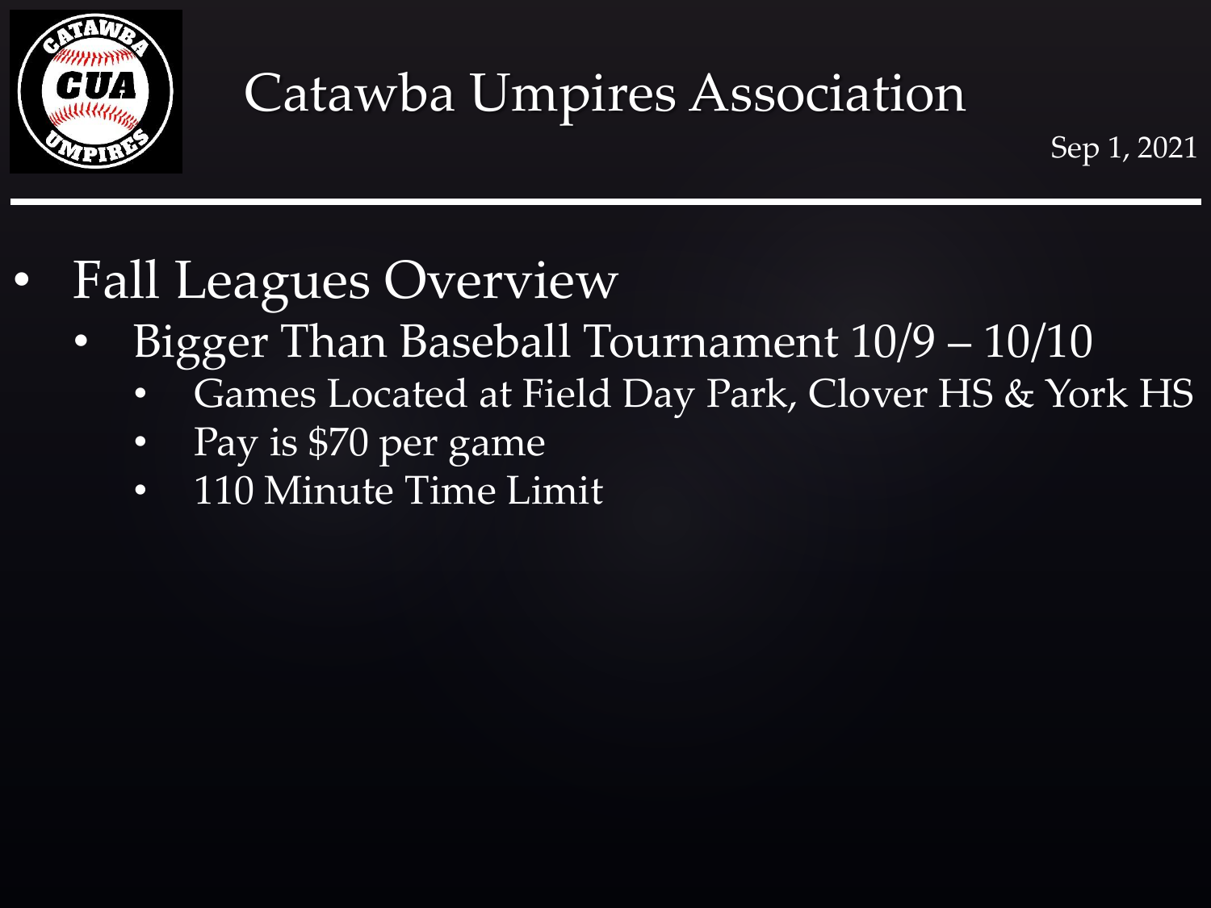# Catawba Umpires Association

Sep 1, 2021

- Fall Leagues Overview
  - Bigger Than Baseball Tournament 10/9 – 10/10
    - Games Located at Field Day Park, Clover HS & York HS
    - Pay is $70 per game
    - 110 Minute Time Limit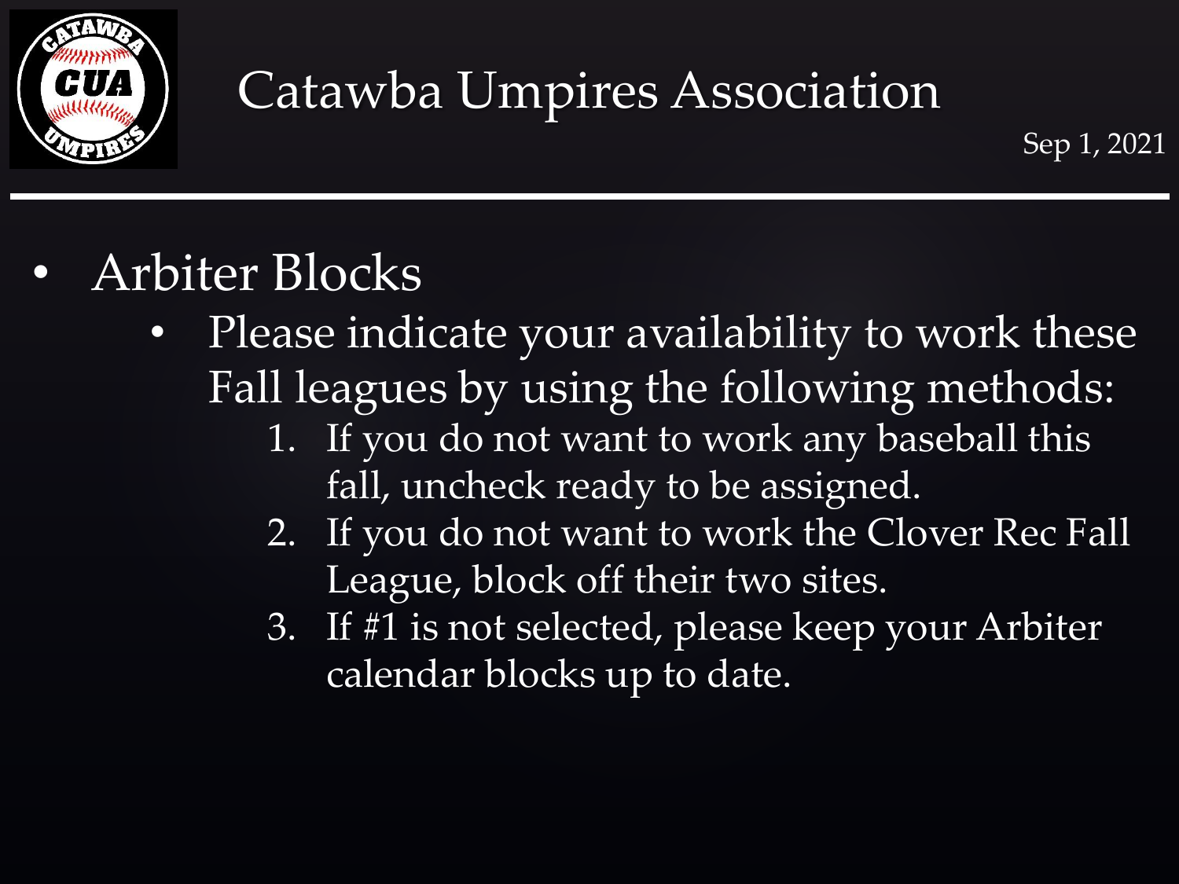# Catawba Umpires Association

Sep 1, 2021

- Arbiter Blocks
  - Please indicate your availability to work these Fall leagues by using the following methods:
    1. If you do not want to work any baseball this fall, uncheck ready to be assigned.
    2. If you do not want to work the Clover Rec Fall League, block off their two sites.
    3. If #1 is not selected, please keep your Arbiter calendar blocks up to date.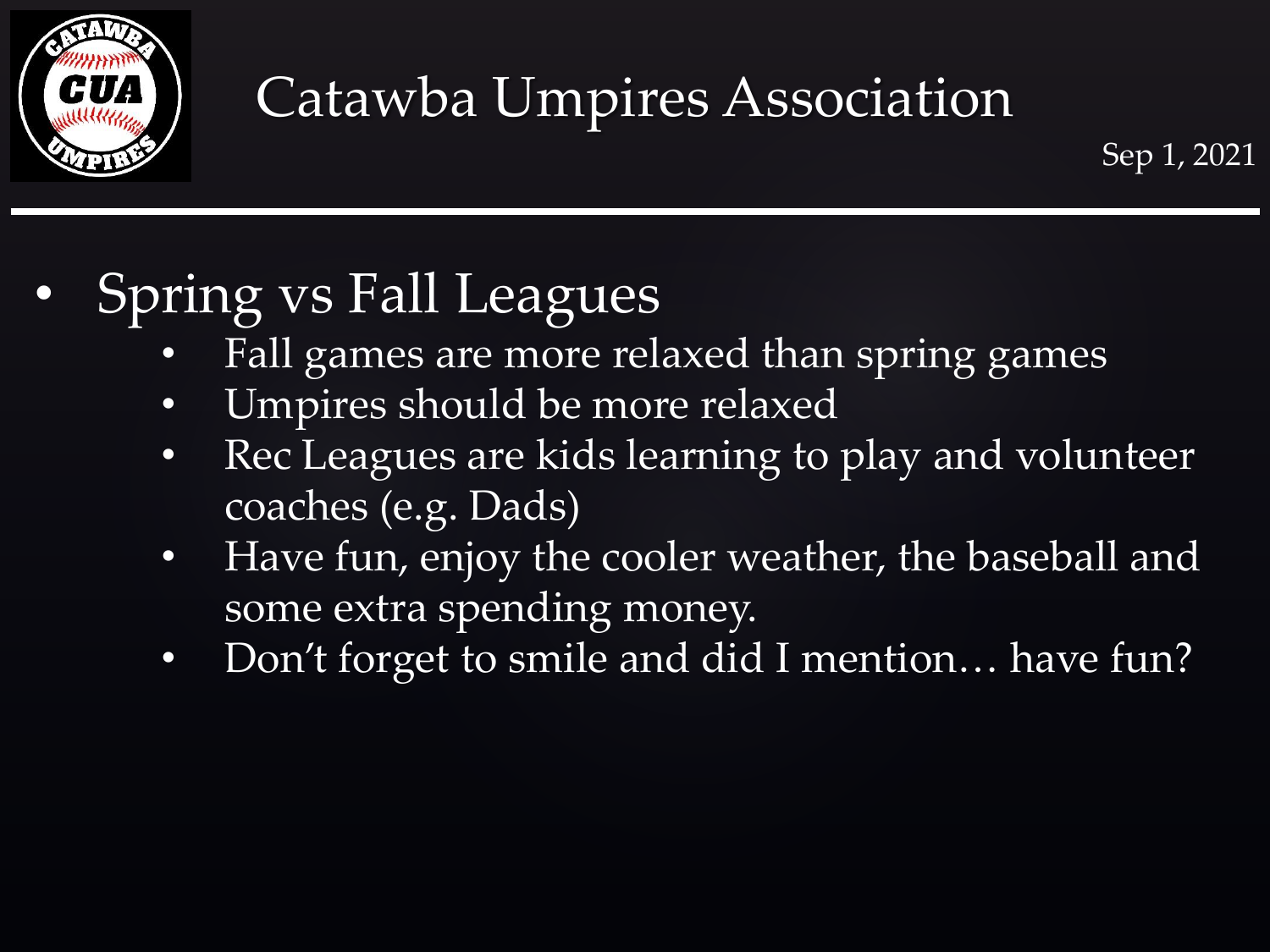# Catawba Umpires Association

Sep 1, 2021

- Spring vs Fall Leagues
  - Fall games are more relaxed than spring games
  - Umpires should be more relaxed
  - Rec Leagues are kids learning to play and volunteer coaches (e.g. Dads)
  - Have fun, enjoy the cooler weather, the baseball and some extra spending money.
  - Don't forget to smile and did I mention… have fun?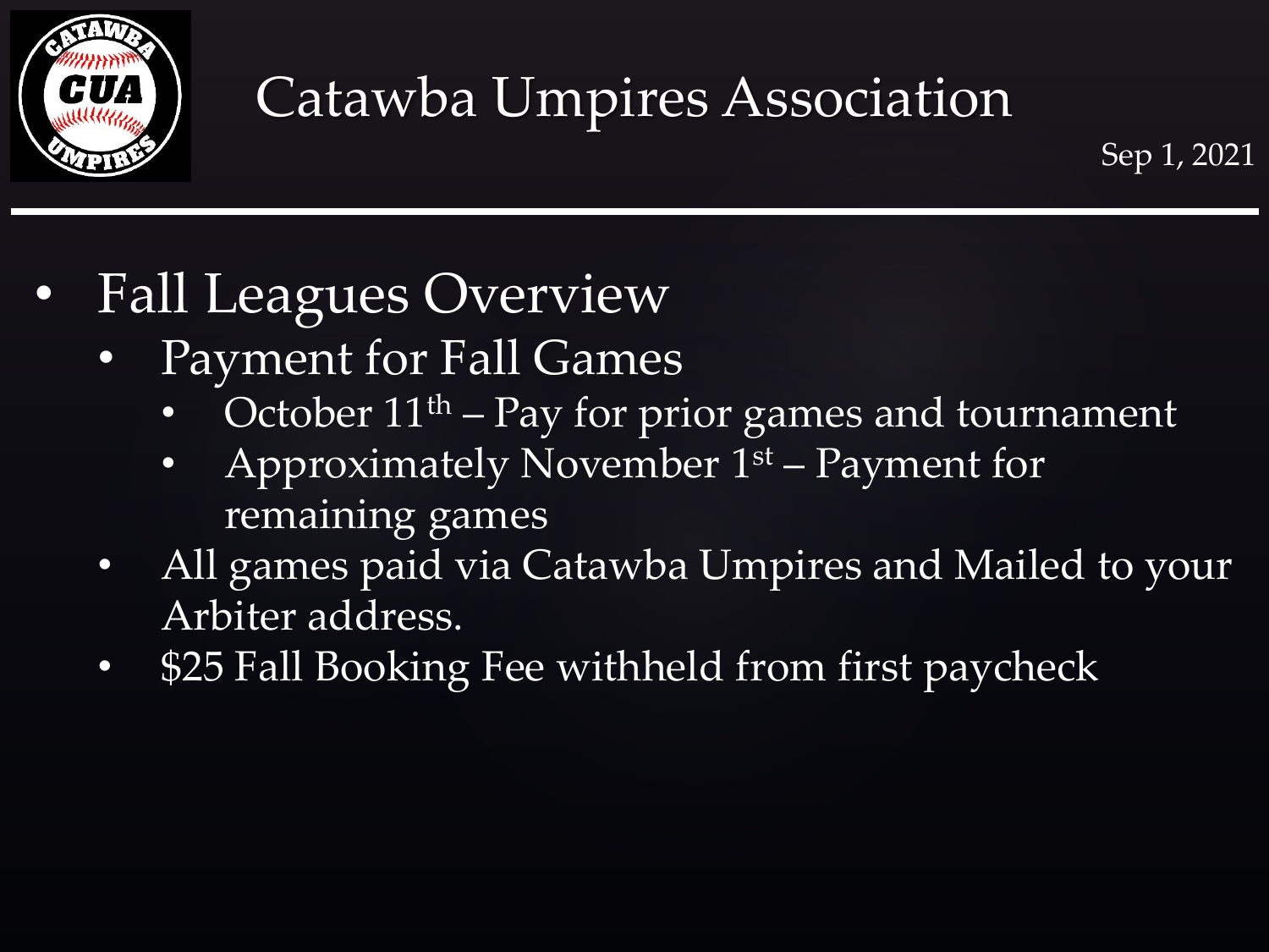# Catawba Umpires Association

Sep 1, 2021

- Fall Leagues Overview
  - Payment for Fall Games
    - October 11th – Pay for prior games and tournament
    - Approximately November 1st – Payment for remaining games
  - All games paid via Catawba Umpires and Mailed to your Arbiter address.
  - $25 Fall Booking Fee withheld from first paycheck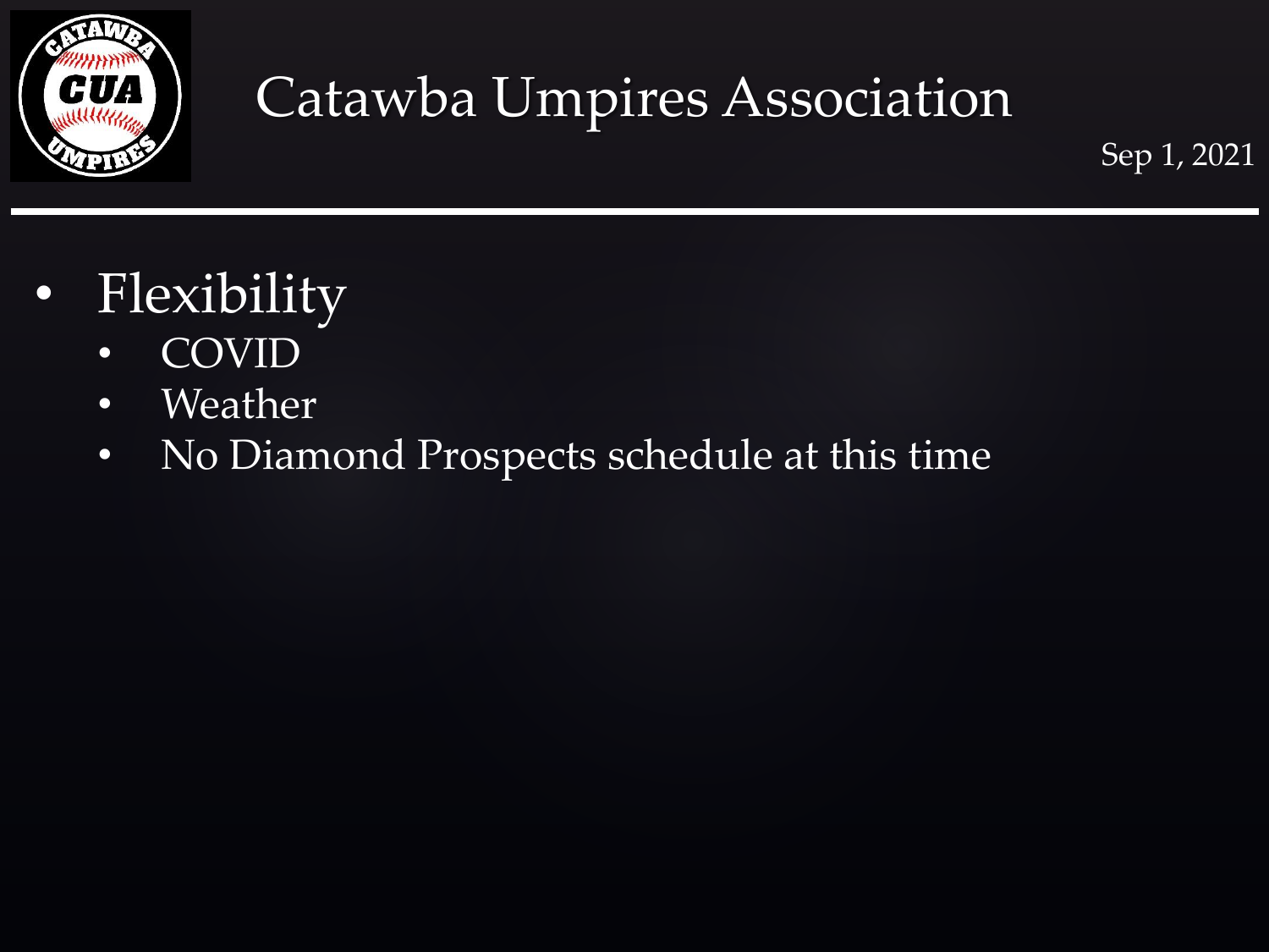# Catawba Umpires Association

Sep 1, 2021

- Flexibility
  - COVID
  - Weather
  - No Diamond Prospects schedule at this time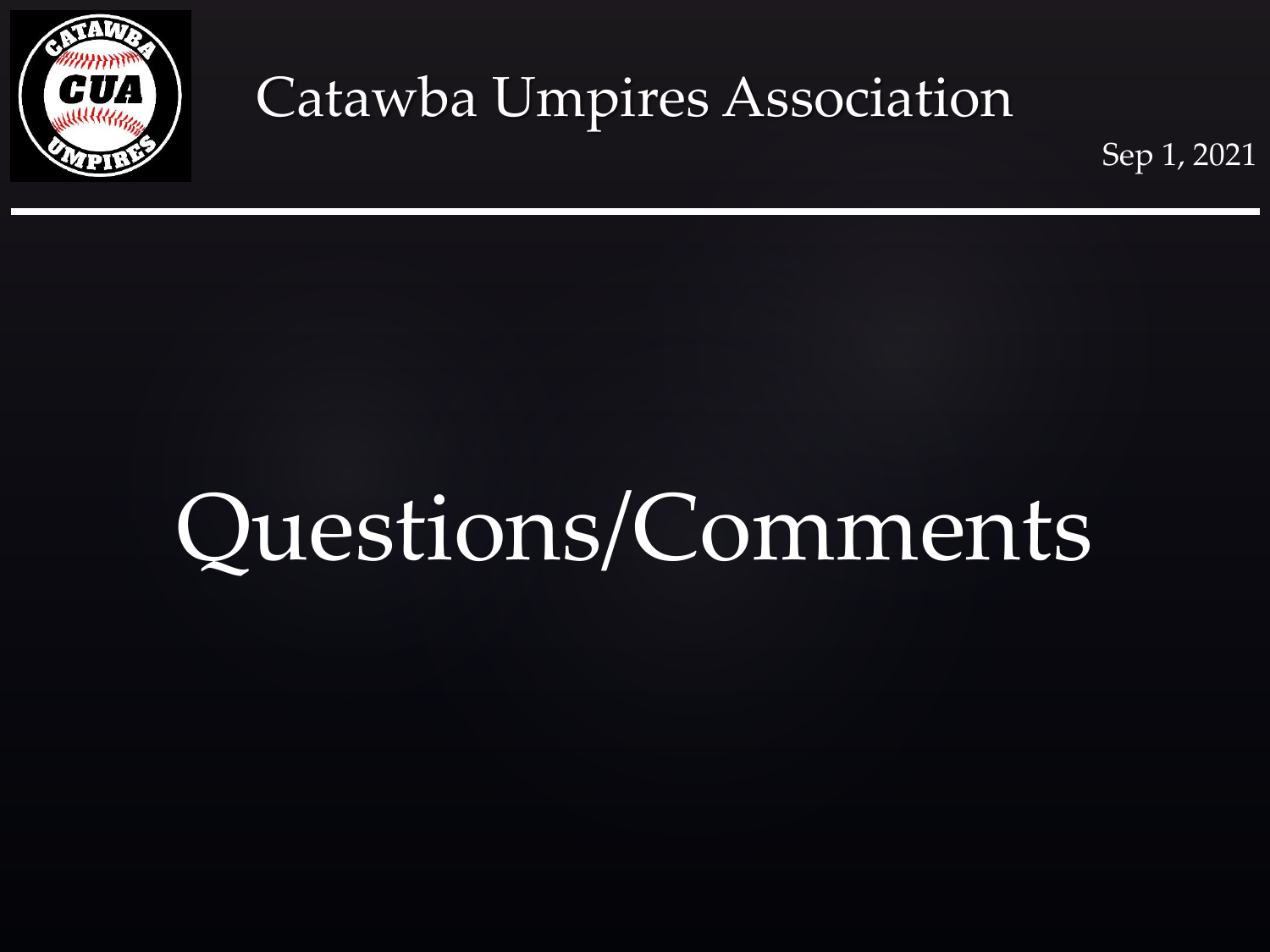# Questions/Comments